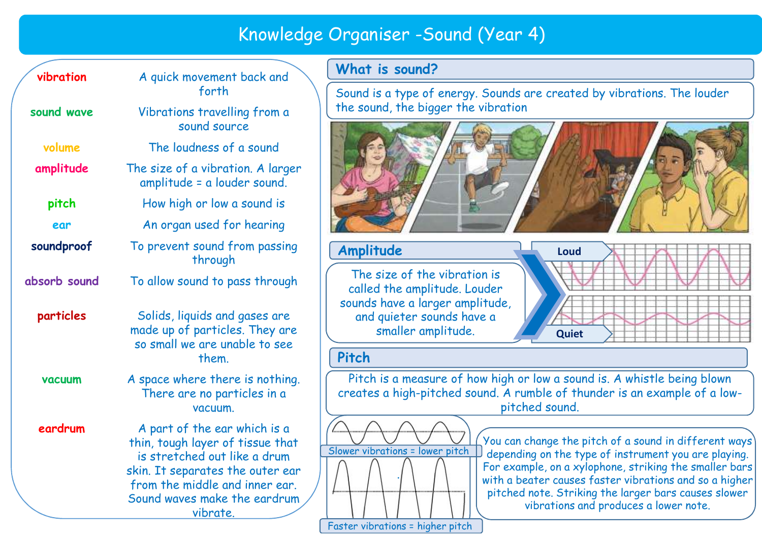# Knowledge Organiser -Sound (Year 4)

| Term | Definition |
|---|---|
| **vibration** | A quick movement back and forth |
| **sound wave** | Vibrations travelling from a sound source |
| **volume** | The loudness of a sound |
| **amplitude** | The size of a vibration. A larger amplitude = a louder sound. |
| **pitch** | How high or low a sound is |
| **ear** | An organ used for hearing |
| **soundproof** | To prevent sound from passing through |
| **absorb sound** | To allow sound to pass through |
| **particles** | Solids, liquids and gases are made up of particles. They are so small we are unable to see them. |
| **vacuum** | A space where there is nothing. There are no particles in a vacuum. |
| **eardrum** | A part of the ear which is a thin, tough layer of tissue that is stretched out like a drum skin. It separates the outer ear from the middle and inner ear. Sound waves make the eardrum vibrate. |

## What is sound?

Sound is a type of energy. Sounds are created by vibrations. The louder the sound, the bigger the vibration

## Amplitude

The size of the vibration is called the amplitude. Louder sounds have a larger amplitude, and quieter sounds have a smaller amplitude.

Loud

Quiet

## Pitch

Pitch is a measure of how high or low a sound is. A whistle being blown creates a high-pitched sound. A rumble of thunder is an example of a low-pitched sound.

Slower vibrations = lower pitch

Faster vibrations = higher pitch

You can change the pitch of a sound in different ways depending on the type of instrument you are playing. For example, on a xylophone, striking the smaller bars with a beater causes faster vibrations and so a higher pitched note. Striking the larger bars causes slower vibrations and produces a lower note.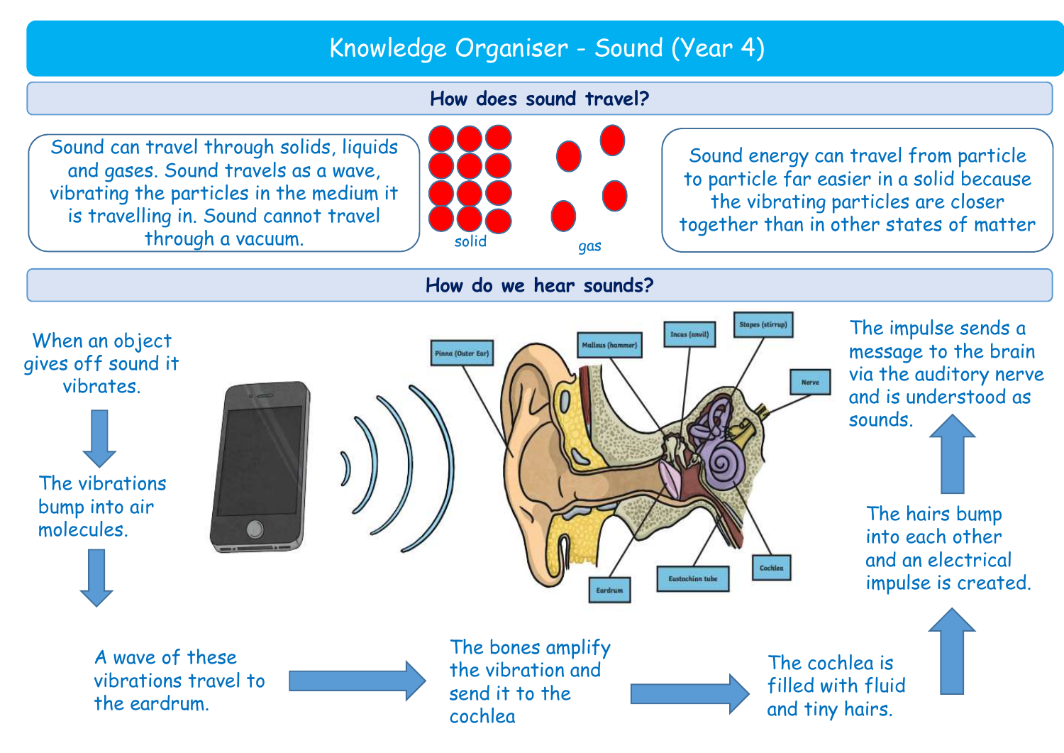# Knowledge Organiser - Sound (Year 4)

## How does sound travel?

Sound can travel through solids, liquids and gases. Sound travels as a wave, vibrating the particles in the medium it is travelling in. Sound cannot travel through a vacuum.

solid

gas

Sound energy can travel from particle to particle far easier in a solid because the vibrating particles are closer together than in other states of matter

## How do we hear sounds?

When an object gives off sound it vibrates.

↓

The vibrations bump into air molecules.

↓

A wave of these vibrations travel to the eardrum.

→

The bones amplify the vibration and send it to the cochlea

→

The cochlea is filled with fluid and tiny hairs.

↑

The hairs bump into each other and an electrical impulse is created.

↑

The impulse sends a message to the brain via the auditory nerve and is understood as sounds.

Pinna (Outer Ear)

Malleus (hammer)

Incus (anvil)

Stapes (stirrup)

Nerve

Cochlea

Eustachian tube

Eardrum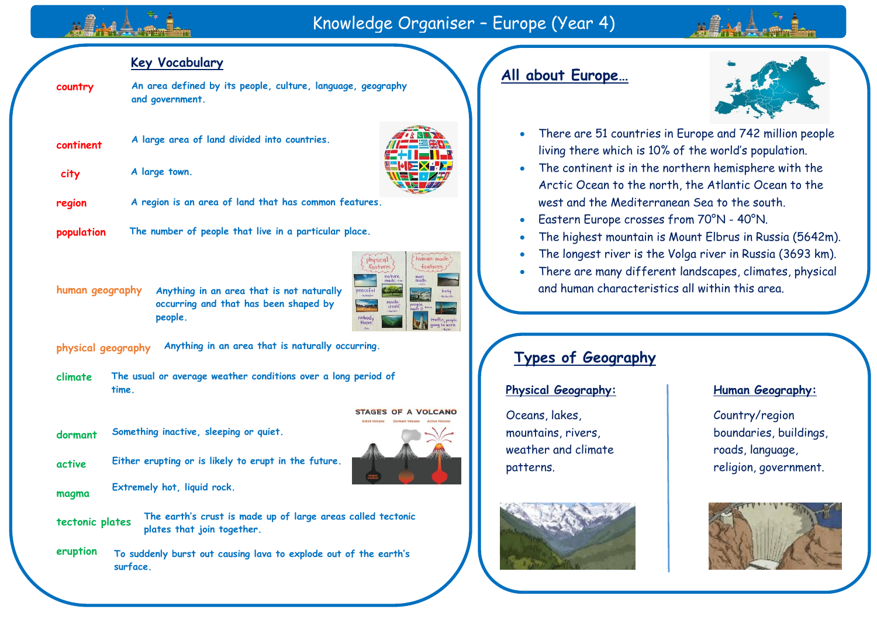# Knowledge Organiser – Europe (Year 4)

## Key Vocabulary

| Term | Definition |
|---|---|
| country | An area defined by its people, culture, language, geography and government. |
| continent | A large area of land divided into countries. |
| city | A large town. |
| region | A region is an area of land that has common features. |
| population | The number of people that live in a particular place. |
| human geography | Anything in an area that is not naturally occurring and that has been shaped by people. |
| physical geography | Anything in an area that is naturally occurring. |
| climate | The usual or average weather conditions over a long period of time. |
| dormant | Something inactive, sleeping or quiet. |
| active | Either erupting or is likely to erupt in the future. |
| magma | Extremely hot, liquid rock. |
| tectonic plates | The earth's crust is made up of large areas called tectonic plates that join together. |
| eruption | To suddenly burst out causing lava to explode out of the earth's surface. |

## All about Europe…

- There are 51 countries in Europe and 742 million people living there which is 10% of the world's population.
- The continent is in the northern hemisphere with the Arctic Ocean to the north, the Atlantic Ocean to the west and the Mediterranean Sea to the south.
- Eastern Europe crosses from 70°N - 40°N.
- The highest mountain is Mount Elbrus in Russia (5642m).
- The longest river is the Volga river in Russia (3693 km).
- There are many different landscapes, climates, physical and human characteristics all within this area.

## Types of Geography

### Physical Geography:

Oceans, lakes, mountains, rivers, weather and climate patterns.

### Human Geography:

Country/region boundaries, buildings, roads, language, religion, government.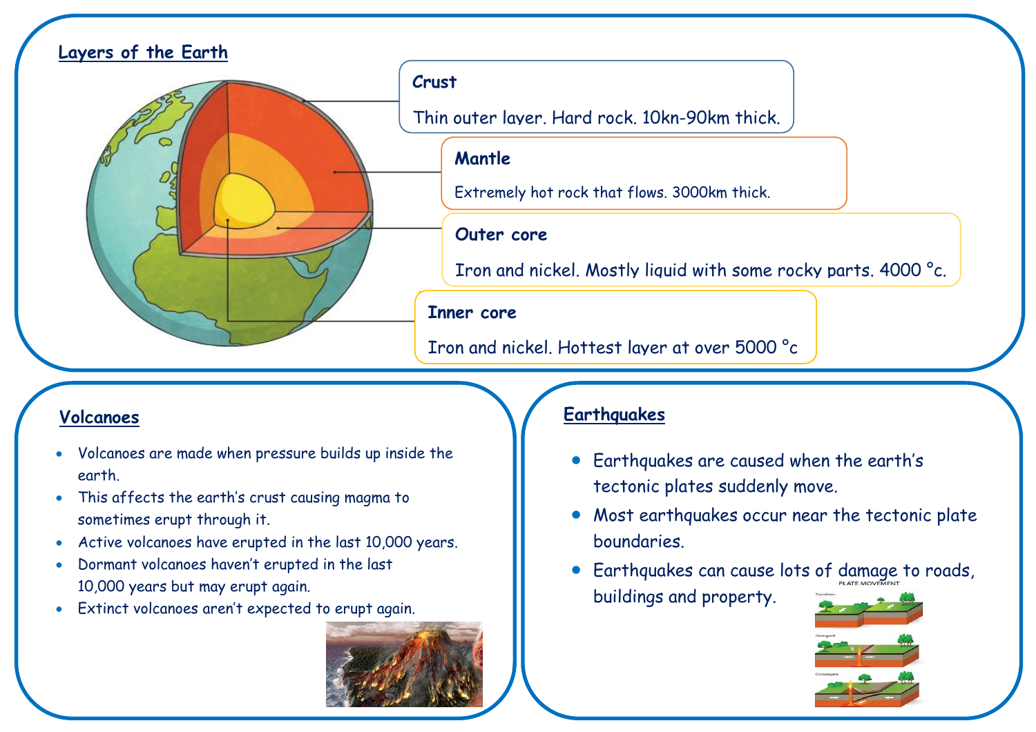## Layers of the Earth

**Crust**

Thin outer layer. Hard rock. 10kn-90km thick.

**Mantle**

Extremely hot rock that flows. 3000km thick.

**Outer core**

Iron and nickel. Mostly liquid with some rocky parts. 4000 °c.

**Inner core**

Iron and nickel. Hottest layer at over 5000 °c

## Volcanoes

- Volcanoes are made when pressure builds up inside the earth.
- This affects the earth's crust causing magma to sometimes erupt through it.
- Active volcanoes have erupted in the last 10,000 years.
- Dormant volcanoes haven't erupted in the last 10,000 years but may erupt again.
- Extinct volcanoes aren't expected to erupt again.

## Earthquakes

- Earthquakes are caused when the earth's tectonic plates suddenly move.
- Most earthquakes occur near the tectonic plate boundaries.
- Earthquakes can cause lots of damage to roads, buildings and property.